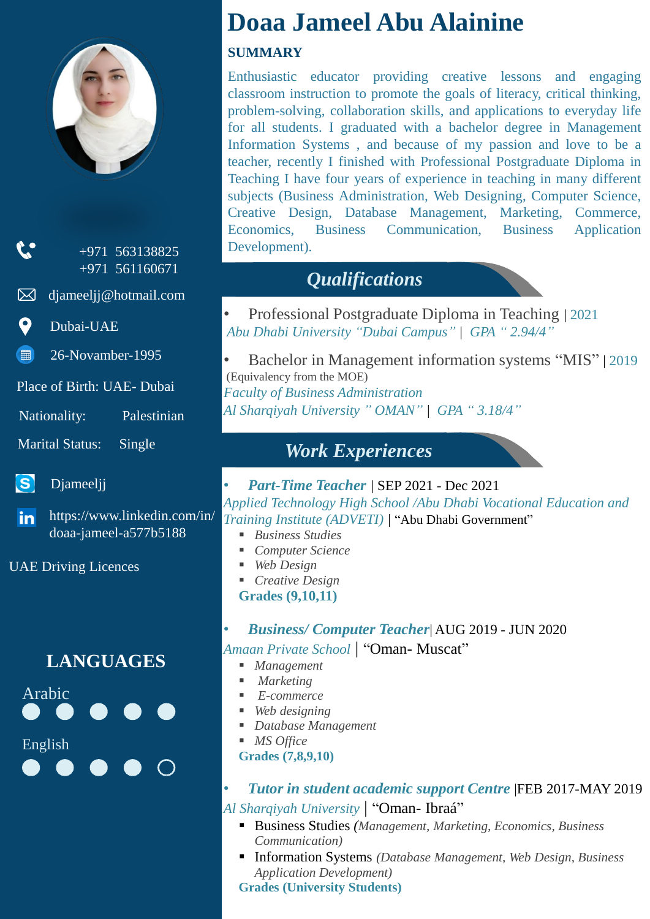# Doaa Jameel Abu Alainine

+971 563138825
+971 561160671

djameeljj@hotmail.com

Dubai-UAE

26-Novamber-1995

Place of Birth: UAE- Dubai

Nationality: Palestinian

Marital Status: Single

Djameeljj

https://www.linkedin.com/in/doaa-jameel-a577b5188

UAE Driving Licences

## LANGUAGES

Arabic ● ● ● ● ●

English ● ● ● ● ○

## SUMMARY

Enthusiastic educator providing creative lessons and engaging classroom instruction to promote the goals of literacy, critical thinking, problem-solving, collaboration skills, and applications to everyday life for all students. I graduated with a bachelor degree in Management Information Systems , and because of my passion and love to be a teacher, recently I finished with Professional Postgraduate Diploma in Teaching I have four years of experience in teaching in many different subjects (Business Administration, Web Designing, Computer Science, Creative Design, Database Management, Marketing, Commerce, Economics, Business Communication, Business Application Development).

## *Qualifications*

- Professional Postgraduate Diploma in Teaching | 2021
  *Abu Dhabi University "Dubai Campus" | GPA " 2.94/4"*
- Bachelor in Management information systems "MIS" | 2019
  (Equivalency from the MOE)
  *Faculty of Business Administration*
  *Al Sharqiyah University " OMAN" | GPA " 3.18/4"*

## *Work Experiences*

- ***Part-Time Teacher*** | SEP 2021 - Dec 2021
  *Applied Technology High School /Abu Dhabi Vocational Education and Training Institute (ADVETI)* | "Abu Dhabi Government"
  - *Business Studies*
  - *Computer Science*
  - *Web Design*
  - *Creative Design*

  **Grades (9,10,11)**

- ***Business/ Computer Teacher***| AUG 2019 - JUN 2020
  *Amaan Private School* | "Oman- Muscat"
  - *Management*
  - *Marketing*
  - *E-commerce*
  - *Web designing*
  - *Database Management*
  - *MS Office*

  **Grades (7,8,9,10)**

- ***Tutor in student academic support Centre*** |FEB 2017-MAY 2019
  *Al Sharqiyah University* | "Oman- Ibraá"
  - Business Studies *(Management, Marketing, Economics, Business Communication)*
  - Information Systems *(Database Management, Web Design, Business Application Development)*

  **Grades (University Students)**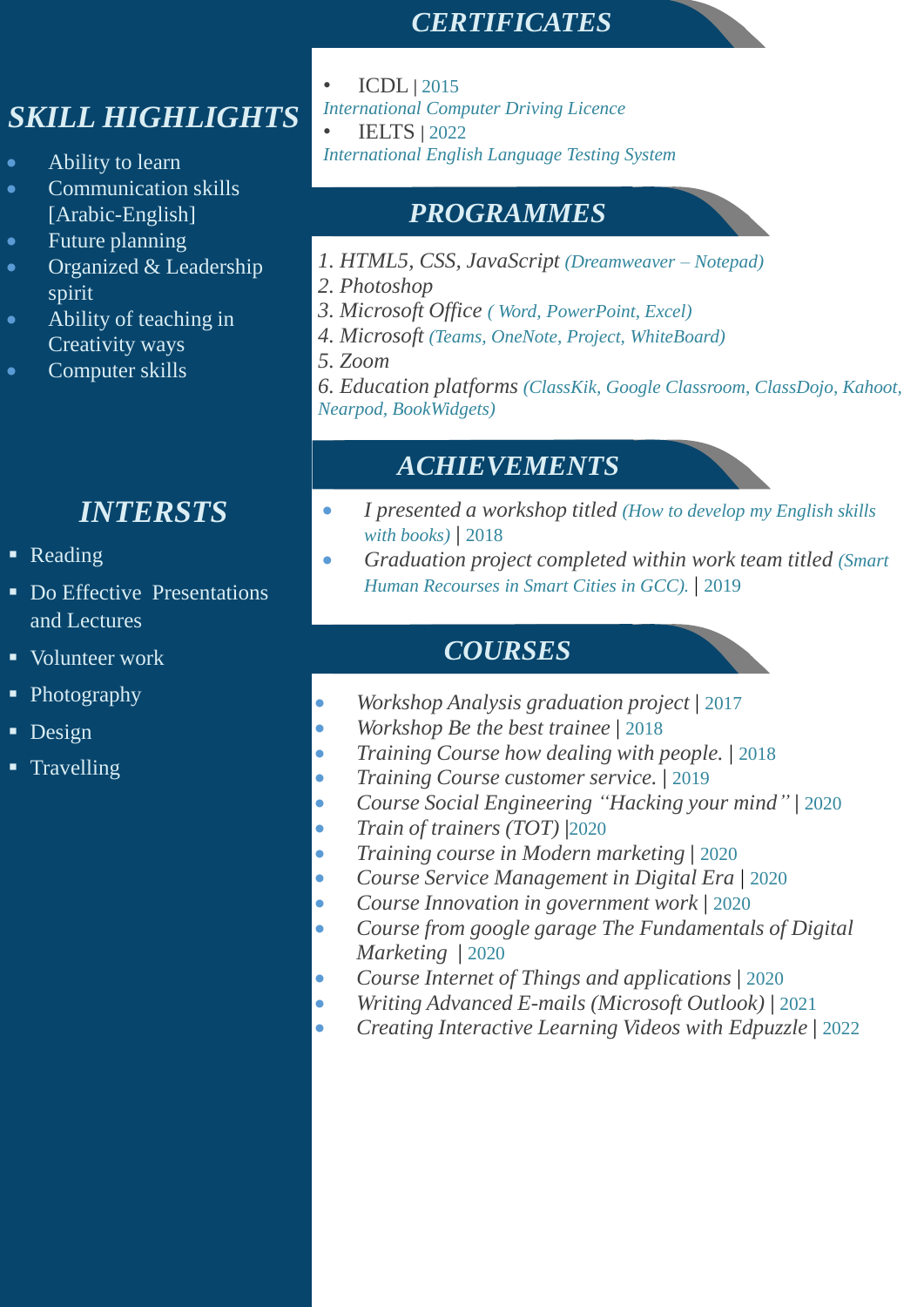## SKILL HIGHLIGHTS

- Ability to learn
- Communication skills [Arabic-English]
- Future planning
- Organized & Leadership spirit
- Ability of teaching in Creativity ways
- Computer skills

## INTERSTS

- Reading
- Do Effective Presentations and Lectures
- Volunteer work
- Photography
- Design
- Travelling

## CERTIFICATES

- ICDL | 2015
  *International Computer Driving Licence*
- IELTS | 2022
  *International English Language Testing System*

## PROGRAMMES

1. *HTML5, CSS, JavaScript (Dreamweaver – Notepad)*
2. *Photoshop*
3. *Microsoft Office ( Word, PowerPoint, Excel)*
4. *Microsoft (Teams, OneNote, Project, WhiteBoard)*
5. *Zoom*
6. *Education platforms (ClassKik, Google Classroom, ClassDojo, Kahoot, Nearpod, BookWidgets)*

## ACHIEVEMENTS

- *I presented a workshop titled (How to develop my English skills with books)* | 2018
- *Graduation project completed within work team titled (Smart Human Recourses in Smart Cities in GCC).* | 2019

## COURSES

- *Workshop Analysis graduation project* | 2017
- *Workshop Be the best trainee* | 2018
- *Training Course how dealing with people.* | 2018
- *Training Course customer service.* | 2019
- *Course Social Engineering "Hacking your mind"* | 2020
- *Train of trainers (TOT)* |2020
- *Training course in Modern marketing* | 2020
- *Course Service Management in Digital Era* | 2020
- *Course Innovation in government work* | 2020
- *Course from google garage The Fundamentals of Digital Marketing* | 2020
- *Course Internet of Things and applications* | 2020
- *Writing Advanced E-mails (Microsoft Outlook)* | 2021
- *Creating Interactive Learning Videos with Edpuzzle* | 2022